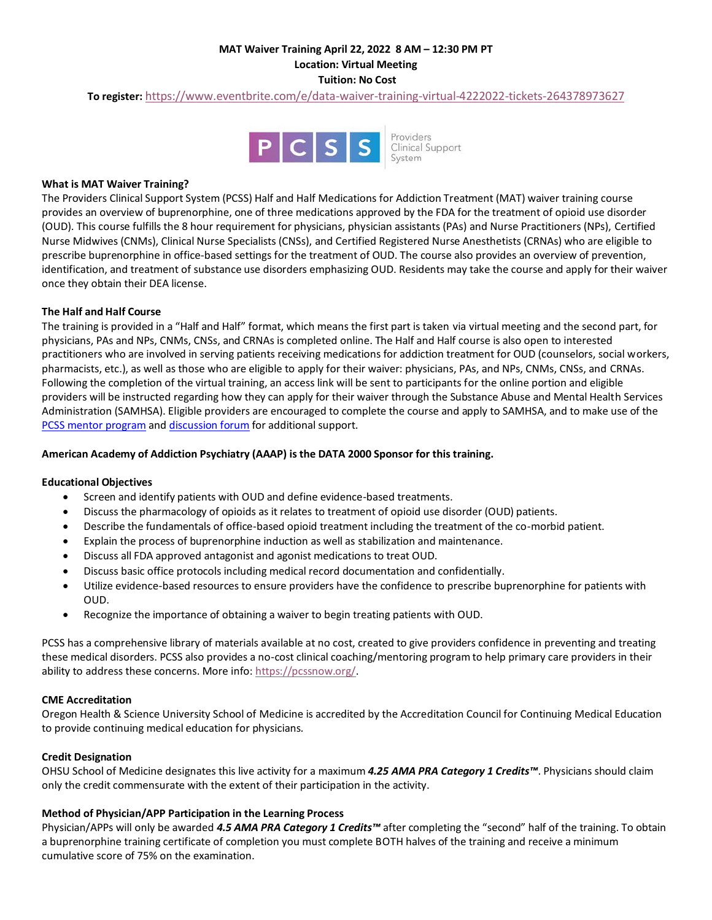**MAT Waiver Training April 22, 2022 8 AM – 12:30 PM PT**

**Location: Virtual Meeting**

**Tuition: No Cost**

**To register:** https://www.eventbrite.com/e/data-waiver-training-virtual-4222022-tickets-264378973627

PCSS Providers Clinical Support System

**What is MAT Waiver Training?**

The Providers Clinical Support System (PCSS) Half and Half Medications for Addiction Treatment (MAT) waiver training course provides an overview of buprenorphine, one of three medications approved by the FDA for the treatment of opioid use disorder (OUD). This course fulfills the 8 hour requirement for physicians, physician assistants (PAs) and Nurse Practitioners (NPs), Certified Nurse Midwives (CNMs), Clinical Nurse Specialists (CNSs), and Certified Registered Nurse Anesthetists (CRNAs) who are eligible to prescribe buprenorphine in office-based settings for the treatment of OUD. The course also provides an overview of prevention, identification, and treatment of substance use disorders emphasizing OUD. Residents may take the course and apply for their waiver once they obtain their DEA license.

**The Half and Half Course**

The training is provided in a "Half and Half" format, which means the first part is taken via virtual meeting and the second part, for physicians, PAs and NPs, CNMs, CNSs, and CRNAs is completed online. The Half and Half course is also open to interested practitioners who are involved in serving patients receiving medications for addiction treatment for OUD (counselors, social workers, pharmacists, etc.), as well as those who are eligible to apply for their waiver: physicians, PAs, and NPs, CNMs, CNSs, and CRNAs. Following the completion of the virtual training, an access link will be sent to participants for the online portion and eligible providers will be instructed regarding how they can apply for their waiver through the Substance Abuse and Mental Health Services Administration (SAMHSA). Eligible providers are encouraged to complete the course and apply to SAMHSA, and to make use of the PCSS mentor program and discussion forum for additional support.

**American Academy of Addiction Psychiatry (AAAP) is the DATA 2000 Sponsor for this training.**

**Educational Objectives**

- Screen and identify patients with OUD and define evidence-based treatments.
- Discuss the pharmacology of opioids as it relates to treatment of opioid use disorder (OUD) patients.
- Describe the fundamentals of office-based opioid treatment including the treatment of the co-morbid patient.
- Explain the process of buprenorphine induction as well as stabilization and maintenance.
- Discuss all FDA approved antagonist and agonist medications to treat OUD.
- Discuss basic office protocols including medical record documentation and confidentially.
- Utilize evidence-based resources to ensure providers have the confidence to prescribe buprenorphine for patients with OUD.
- Recognize the importance of obtaining a waiver to begin treating patients with OUD.

PCSS has a comprehensive library of materials available at no cost, created to give providers confidence in preventing and treating these medical disorders. PCSS also provides a no-cost clinical coaching/mentoring program to help primary care providers in their ability to address these concerns. More info: https://pcssnow.org/.

**CME Accreditation**

Oregon Health & Science University School of Medicine is accredited by the Accreditation Council for Continuing Medical Education to provide continuing medical education for physicians.

**Credit Designation**

OHSU School of Medicine designates this live activity for a maximum ***4.25 AMA PRA Category 1 Credits™***. Physicians should claim only the credit commensurate with the extent of their participation in the activity.

**Method of Physician/APP Participation in the Learning Process**

Physician/APPs will only be awarded ***4.5 AMA PRA Category 1 Credits™*** after completing the "second" half of the training. To obtain a buprenorphine training certificate of completion you must complete BOTH halves of the training and receive a minimum cumulative score of 75% on the examination.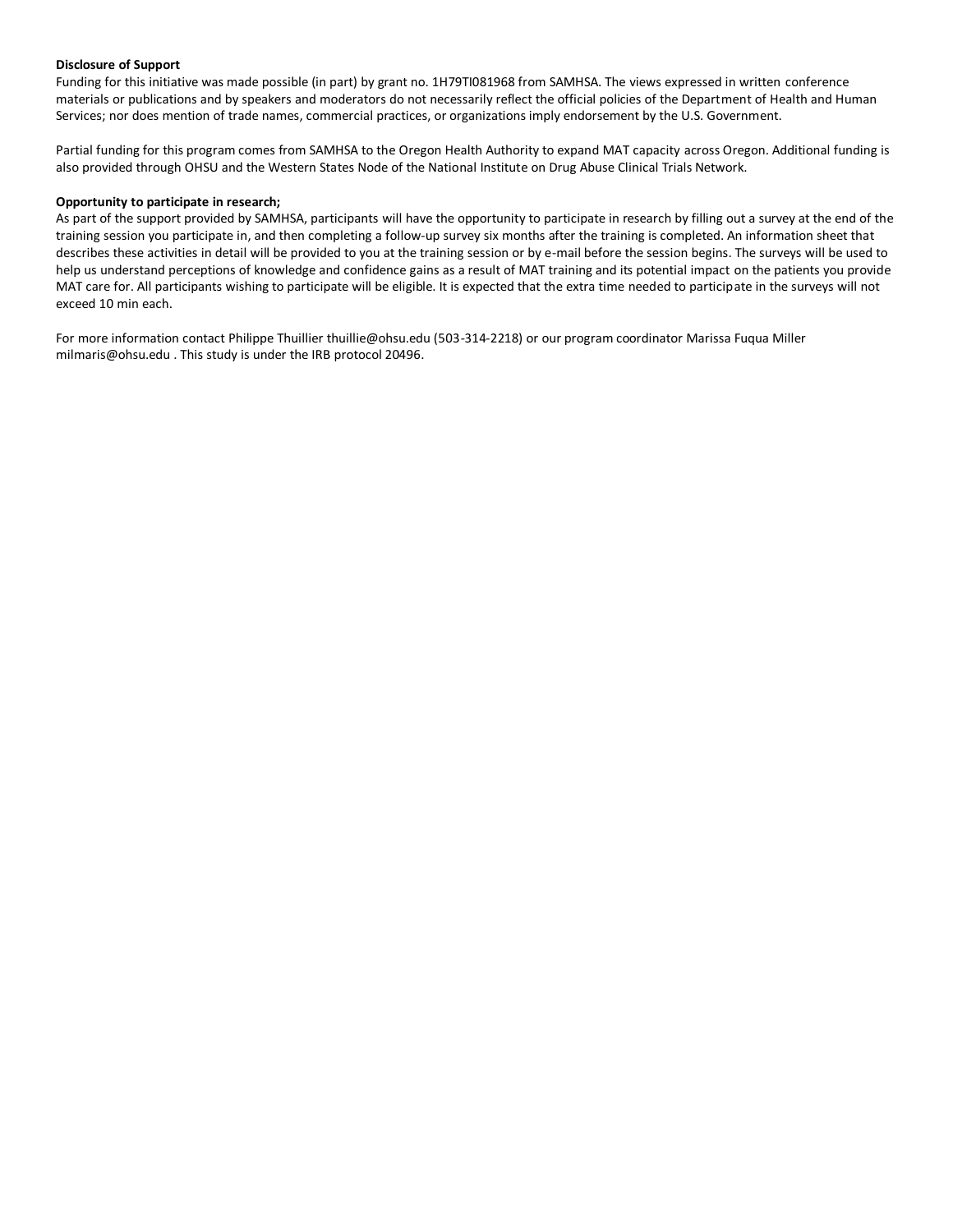**Disclosure of Support**

Funding for this initiative was made possible (in part) by grant no. 1H79TI081968 from SAMHSA. The views expressed in written conference materials or publications and by speakers and moderators do not necessarily reflect the official policies of the Department of Health and Human Services; nor does mention of trade names, commercial practices, or organizations imply endorsement by the U.S. Government.

Partial funding for this program comes from SAMHSA to the Oregon Health Authority to expand MAT capacity across Oregon. Additional funding is also provided through OHSU and the Western States Node of the National Institute on Drug Abuse Clinical Trials Network.

**Opportunity to participate in research;**

As part of the support provided by SAMHSA, participants will have the opportunity to participate in research by filling out a survey at the end of the training session you participate in, and then completing a follow-up survey six months after the training is completed. An information sheet that describes these activities in detail will be provided to you at the training session or by e-mail before the session begins. The surveys will be used to help us understand perceptions of knowledge and confidence gains as a result of MAT training and its potential impact on the patients you provide MAT care for. All participants wishing to participate will be eligible. It is expected that the extra time needed to participate in the surveys will not exceed 10 min each.

For more information contact Philippe Thuillier thuillie@ohsu.edu (503-314-2218) or our program coordinator Marissa Fuqua Miller milmaris@ohsu.edu . This study is under the IRB protocol 20496.